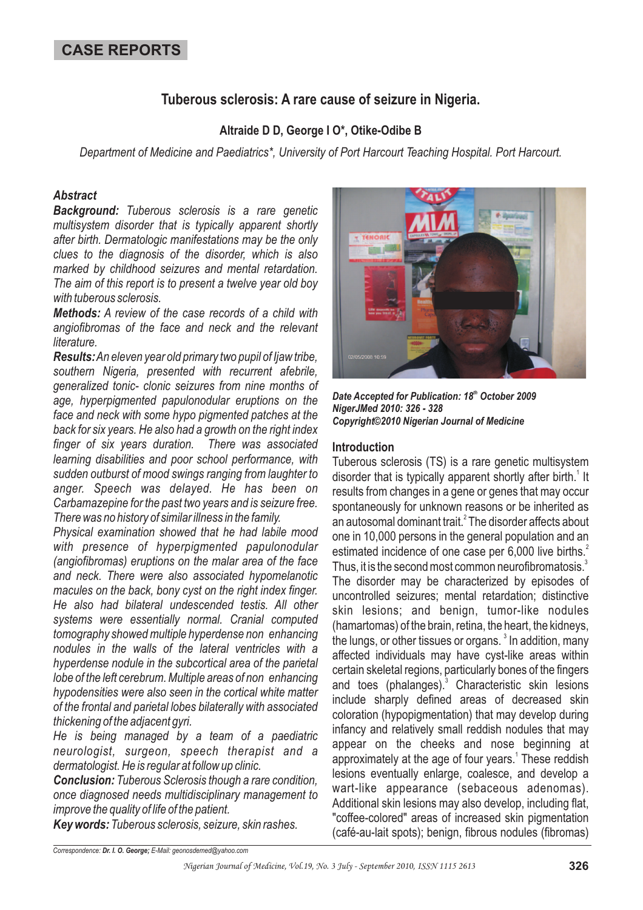CASE REPORTS

# Tuberous sclerosis: A rare cause of seizure in Nigeria.

**Altraide D D, George I O\*, Otike-Odibe B**

*Department of Medicine and Paediatrics\*, University of Port Harcourt Teaching Hospital. Port Harcourt.*

## *Abstract*

***Background:*** *Tuberous sclerosis is a rare genetic multisystem disorder that is typically apparent shortly after birth. Dermatologic manifestations may be the only clues to the diagnosis of the disorder, which is also marked by childhood seizures and mental retardation. The aim of this report is to present a twelve year old boy with tuberous sclerosis.*

***Methods:*** *A review of the case records of a child with angiofibromas of the face and neck and the relevant literature.*

***Results:*** *An eleven year old primary two pupil of Ijaw tribe, southern Nigeria, presented with recurrent afebrile, generalized tonic- clonic seizures from nine months of age, hyperpigmented papulonodular eruptions on the face and neck with some hypo pigmented patches at the back for six years. He also had a growth on the right index finger of six years duration. There was associated learning disabilities and poor school performance, with sudden outburst of mood swings ranging from laughter to anger. Speech was delayed. He has been on Carbamazepine for the past two years and is seizure free. There was no history of similar illness in the family.*

*Physical examination showed that he had labile mood with presence of hyperpigmented papulonodular (angiofibromas) eruptions on the malar area of the face and neck. There were also associated hypomelanotic macules on the back, bony cyst on the right index finger. He also had bilateral undescended testis. All other systems were essentially normal. Cranial computed tomography showed multiple hyperdense non enhancing nodules in the walls of the lateral ventricles with a hyperdense nodule in the subcortical area of the parietal lobe of the left cerebrum. Multiple areas of non enhancing hypodensities were also seen in the cortical white matter of the frontal and parietal lobes bilaterally with associated thickening of the adjacent gyri.*

*He is being managed by a team of a paediatric neurologist, surgeon, speech therapist and a dermatologist. He is regular at follow up clinic.*

***Conclusion:*** *Tuberous Sclerosis though a rare condition, once diagnosed needs multidisciplinary management to improve the quality of life of the patient.*

***Key words:*** *Tuberous sclerosis, seizure, skin rashes.*

***Date Accepted for Publication: 18th October 2009***
***NigerJMed 2010: 326 - 328***
***Copyright©2010 Nigerian Journal of Medicine***

## Introduction

Tuberous sclerosis (TS) is a rare genetic multisystem disorder that is typically apparent shortly after birth.[1] It results from changes in a gene or genes that may occur spontaneously for unknown reasons or be inherited as an autosomal dominant trait.[2] The disorder affects about one in 10,000 persons in the general population and an estimated incidence of one case per 6,000 live births.[2] Thus, it is the second most common neurofibromatosis.[3] The disorder may be characterized by episodes of uncontrolled seizures; mental retardation; distinctive skin lesions; and benign, tumor-like nodules (hamartomas) of the brain, retina, the heart, the kidneys, the lungs, or other tissues or organs.[3] In addition, many affected individuals may have cyst-like areas within certain skeletal regions, particularly bones of the fingers and toes (phalanges).[3] Characteristic skin lesions include sharply defined areas of decreased skin coloration (hypopigmentation) that may develop during infancy and relatively small reddish nodules that may appear on the cheeks and nose beginning at approximately at the age of four years.[1] These reddish lesions eventually enlarge, coalesce, and develop a wart-like appearance (sebaceous adenomas). Additional skin lesions may also develop, including flat, "coffee-colored" areas of increased skin pigmentation (café-au-lait spots); benign, fibrous nodules (fibromas)

Correspondence: ***Dr. I. O. George;*** E-Mail: geonosdemed@yahoo.com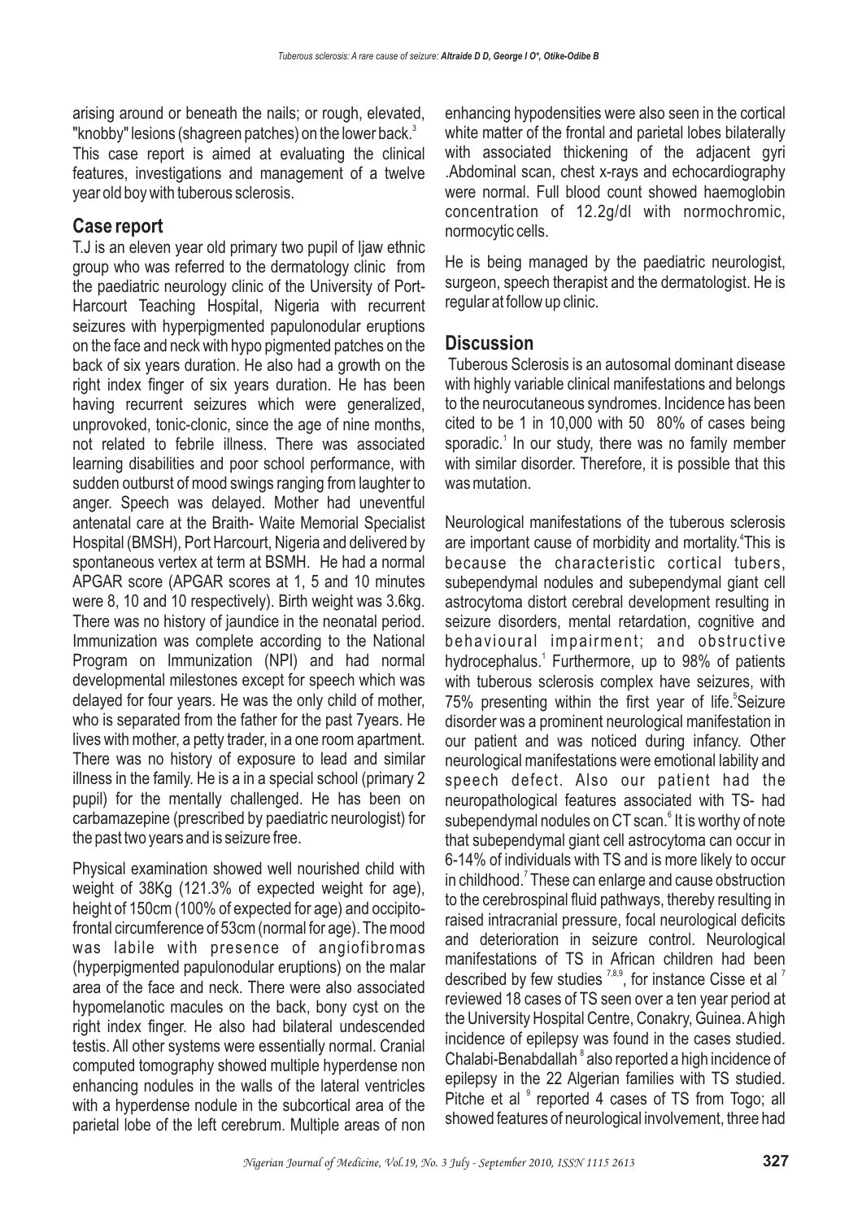arising around or beneath the nails; or rough, elevated, "knobby" lesions (shagreen patches) on the lower back.[3]

This case report is aimed at evaluating the clinical features, investigations and management of a twelve year old boy with tuberous sclerosis.

## Case report

T.J is an eleven year old primary two pupil of Ijaw ethnic group who was referred to the dermatology clinic from the paediatric neurology clinic of the University of Port-Harcourt Teaching Hospital, Nigeria with recurrent seizures with hyperpigmented papulonodular eruptions on the face and neck with hypo pigmented patches on the back of six years duration. He also had a growth on the right index finger of six years duration. He has been having recurrent seizures which were generalized, unprovoked, tonic-clonic, since the age of nine months, not related to febrile illness. There was associated learning disabilities and poor school performance, with sudden outburst of mood swings ranging from laughter to anger. Speech was delayed. Mother had uneventful antenatal care at the Braith- Waite Memorial Specialist Hospital (BMSH), Port Harcourt, Nigeria and delivered by spontaneous vertex at term at BSMH. He had a normal APGAR score (APGAR scores at 1, 5 and 10 minutes were 8, 10 and 10 respectively). Birth weight was 3.6kg. There was no history of jaundice in the neonatal period. Immunization was complete according to the National Program on Immunization (NPI) and had normal developmental milestones except for speech which was delayed for four years. He was the only child of mother, who is separated from the father for the past 7years. He lives with mother, a petty trader, in a one room apartment. There was no history of exposure to lead and similar illness in the family. He is a in a special school (primary 2 pupil) for the mentally challenged. He has been on carbamazepine (prescribed by paediatric neurologist) for the past two years and is seizure free.

Physical examination showed well nourished child with weight of 38Kg (121.3% of expected weight for age), height of 150cm (100% of expected for age) and occipito-frontal circumference of 53cm (normal for age). The mood was labile with presence of angiofibromas (hyperpigmented papulonodular eruptions) on the malar area of the face and neck. There were also associated hypomelanotic macules on the back, bony cyst on the right index finger. He also had bilateral undescended testis. All other systems were essentially normal. Cranial computed tomography showed multiple hyperdense non enhancing nodules in the walls of the lateral ventricles with a hyperdense nodule in the subcortical area of the parietal lobe of the left cerebrum. Multiple areas of non enhancing hypodensities were also seen in the cortical white matter of the frontal and parietal lobes bilaterally with associated thickening of the adjacent gyri .Abdominal scan, chest x-rays and echocardiography were normal. Full blood count showed haemoglobin concentration of 12.2g/dl with normochromic, normocytic cells.

He is being managed by the paediatric neurologist, surgeon, speech therapist and the dermatologist. He is regular at follow up clinic.

## Discussion

Tuberous Sclerosis is an autosomal dominant disease with highly variable clinical manifestations and belongs to the neurocutaneous syndromes. Incidence has been cited to be 1 in 10,000 with 50 80% of cases being sporadic.[1] In our study, there was no family member with similar disorder. Therefore, it is possible that this was mutation.

Neurological manifestations of the tuberous sclerosis are important cause of morbidity and mortality.[4] This is because the characteristic cortical tubers, subependymal nodules and subependymal giant cell astrocytoma distort cerebral development resulting in seizure disorders, mental retardation, cognitive and behavioural impairment; and obstructive hydrocephalus.[1] Furthermore, up to 98% of patients with tuberous sclerosis complex have seizures, with 75% presenting within the first year of life.[5] Seizure disorder was a prominent neurological manifestation in our patient and was noticed during infancy. Other neurological manifestations were emotional lability and speech defect. Also our patient had the neuropathological features associated with TS- had subependymal nodules on CT scan.[6] It is worthy of note that subependymal giant cell astrocytoma can occur in 6-14% of individuals with TS and is more likely to occur in childhood.[7] These can enlarge and cause obstruction to the cerebrospinal fluid pathways, thereby resulting in raised intracranial pressure, focal neurological deficits and deterioration in seizure control. Neurological manifestations of TS in African children had been described by few studies [7,8,9], for instance Cisse et al [7] reviewed 18 cases of TS seen over a ten year period at the University Hospital Centre, Conakry, Guinea. A high incidence of epilepsy was found in the cases studied. Chalabi-Benabdallah [8] also reported a high incidence of epilepsy in the 22 Algerian families with TS studied. Pitche et al [9] reported 4 cases of TS from Togo; all showed features of neurological involvement, three had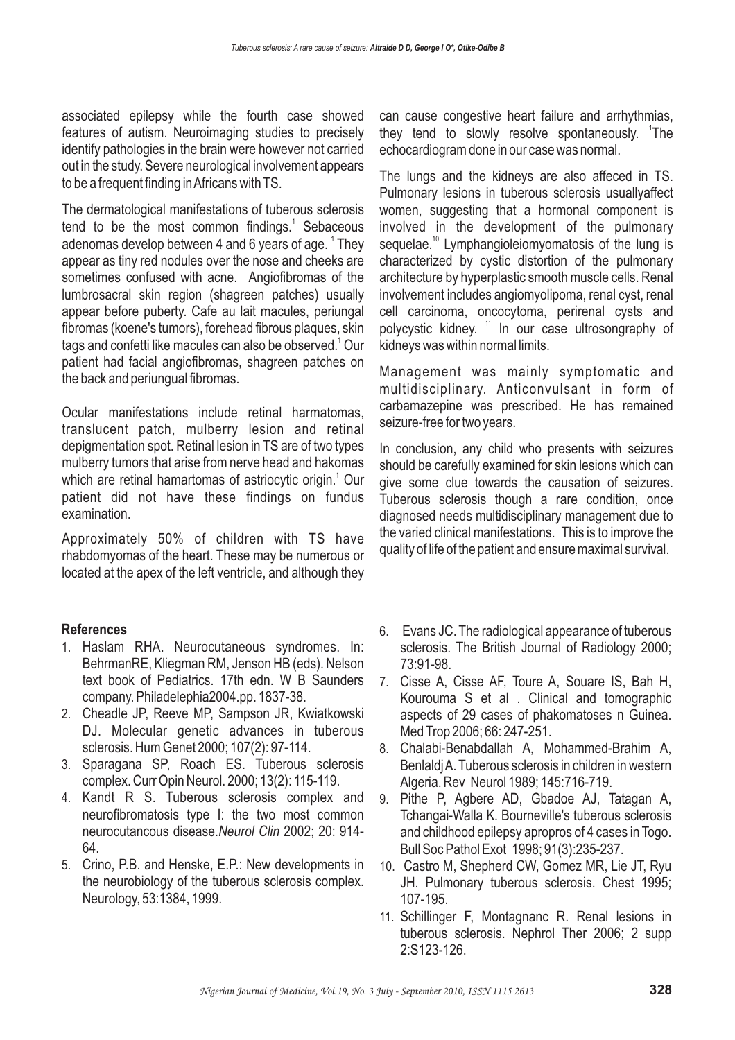associated epilepsy while the fourth case showed features of autism. Neuroimaging studies to precisely identify pathologies in the brain were however not carried out in the study. Severe neurological involvement appears to be a frequent finding in Africans with TS.

The dermatological manifestations of tuberous sclerosis tend to be the most common findings.[1] Sebaceous adenomas develop between 4 and 6 years of age. [1] They appear as tiny red nodules over the nose and cheeks are sometimes confused with acne. Angiofibromas of the lumbrosacral skin region (shagreen patches) usually appear before puberty. Cafe au lait macules, periungal fibromas (koene's tumors), forehead fibrous plaques, skin tags and confetti like macules can also be observed.[1] Our patient had facial angiofibromas, shagreen patches on the back and periungual fibromas.

Ocular manifestations include retinal harmatomas, translucent patch, mulberry lesion and retinal depigmentation spot. Retinal lesion in TS are of two types mulberry tumors that arise from nerve head and hakomas which are retinal hamartomas of astriocytic origin.[1] Our patient did not have these findings on fundus examination.

Approximately 50% of children with TS have rhabdomyomas of the heart. These may be numerous or located at the apex of the left ventricle, and although they can cause congestive heart failure and arrhythmias, they tend to slowly resolve spontaneously. [1]The echocardiogram done in our case was normal.

The lungs and the kidneys are also affeced in TS. Pulmonary lesions in tuberous sclerosis usuallyaffect women, suggesting that a hormonal component is involved in the development of the pulmonary sequelae.[10] Lymphangioleiomyomatosis of the lung is characterized by cystic distortion of the pulmonary architecture by hyperplastic smooth muscle cells. Renal involvement includes angiomyolipoma, renal cyst, renal cell carcinoma, oncocytoma, perirenal cysts and polycystic kidney. [11] In our case ultrosongraphy of kidneys was within normal limits.

Management was mainly symptomatic and multidisciplinary. Anticonvulsant in form of carbamazepine was prescribed. He has remained seizure-free for two years.

In conclusion, any child who presents with seizures should be carefully examined for skin lesions which can give some clue towards the causation of seizures. Tuberous sclerosis though a rare condition, once diagnosed needs multidisciplinary management due to the varied clinical manifestations. This is to improve the quality of life of the patient and ensure maximal survival.

## References

1. Haslam RHA. Neurocutaneous syndromes. In: BehrmanRE, Kliegman RM, Jenson HB (eds). Nelson text book of Pediatrics. 17th edn. W B Saunders company. Philadelphia2004.pp. 1837-38.
2. Cheadle JP, Reeve MP, Sampson JR, Kwiatkowski DJ. Molecular genetic advances in tuberous sclerosis. Hum Genet 2000; 107(2): 97-114.
3. Sparagana SP, Roach ES. Tuberous sclerosis complex. Curr Opin Neurol. 2000; 13(2): 115-119.
4. Kandt R S. Tuberous sclerosis complex and neurofibromatosis type I: the two most common neurocutancous disease.*Neurol Clin* 2002; 20: 914-64.
5. Crino, P.B. and Henske, E.P.: New developments in the neurobiology of the tuberous sclerosis complex. Neurology, 53:1384, 1999.
6. Evans JC. The radiological appearance of tuberous sclerosis. The British Journal of Radiology 2000; 73:91-98.
7. Cisse A, Cisse AF, Toure A, Souare IS, Bah H, Kourouma S et al . Clinical and tomographic aspects of 29 cases of phakomatoses n Guinea. Med Trop 2006; 66: 247-251.
8. Chalabi-Benabdallah A, Mohammed-Brahim A, Benlaldj A. Tuberous sclerosis in children in western Algeria. Rev Neurol 1989; 145:716-719.
9. Pithe P, Agbere AD, Gbadoe AJ, Tatagan A, Tchangai-Walla K. Bourneville's tuberous sclerosis and childhood epilepsy apropros of 4 cases in Togo. Bull Soc Pathol Exot 1998; 91(3):235-237.
10. Castro M, Shepherd CW, Gomez MR, Lie JT, Ryu JH. Pulmonary tuberous sclerosis. Chest 1995; 107-195.
11. Schillinger F, Montagnanc R. Renal lesions in tuberous sclerosis. Nephrol Ther 2006; 2 supp 2:S123-126.